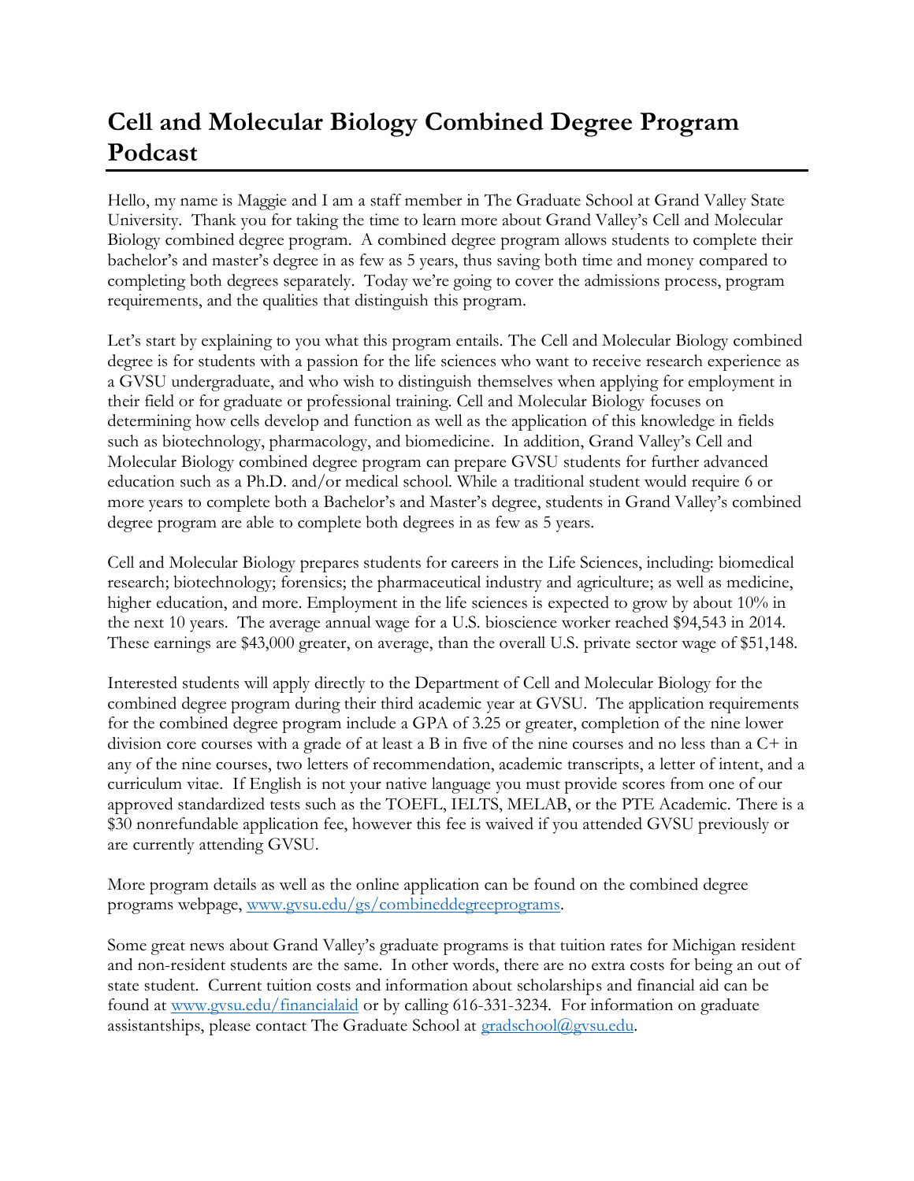# Cell and Molecular Biology Combined Degree Program Podcast

Hello, my name is Maggie and I am a staff member in The Graduate School at Grand Valley State University. Thank you for taking the time to learn more about Grand Valley's Cell and Molecular Biology combined degree program. A combined degree program allows students to complete their bachelor's and master's degree in as few as 5 years, thus saving both time and money compared to completing both degrees separately. Today we're going to cover the admissions process, program requirements, and the qualities that distinguish this program.

Let's start by explaining to you what this program entails. The Cell and Molecular Biology combined degree is for students with a passion for the life sciences who want to receive research experience as a GVSU undergraduate, and who wish to distinguish themselves when applying for employment in their field or for graduate or professional training. Cell and Molecular Biology focuses on determining how cells develop and function as well as the application of this knowledge in fields such as biotechnology, pharmacology, and biomedicine. In addition, Grand Valley's Cell and Molecular Biology combined degree program can prepare GVSU students for further advanced education such as a Ph.D. and/or medical school. While a traditional student would require 6 or more years to complete both a Bachelor's and Master's degree, students in Grand Valley's combined degree program are able to complete both degrees in as few as 5 years.

Cell and Molecular Biology prepares students for careers in the Life Sciences, including: biomedical research; biotechnology; forensics; the pharmaceutical industry and agriculture; as well as medicine, higher education, and more. Employment in the life sciences is expected to grow by about 10% in the next 10 years. The average annual wage for a U.S. bioscience worker reached $94,543 in 2014. These earnings are $43,000 greater, on average, than the overall U.S. private sector wage of $51,148.

Interested students will apply directly to the Department of Cell and Molecular Biology for the combined degree program during their third academic year at GVSU. The application requirements for the combined degree program include a GPA of 3.25 or greater, completion of the nine lower division core courses with a grade of at least a B in five of the nine courses and no less than a C+ in any of the nine courses, two letters of recommendation, academic transcripts, a letter of intent, and a curriculum vitae. If English is not your native language you must provide scores from one of our approved standardized tests such as the TOEFL, IELTS, MELAB, or the PTE Academic. There is a $30 nonrefundable application fee, however this fee is waived if you attended GVSU previously or are currently attending GVSU.

More program details as well as the online application can be found on the combined degree programs webpage, [www.gvsu.edu/gs/combineddegreeprograms](www.gvsu.edu/gs/combineddegreeprograms).

Some great news about Grand Valley's graduate programs is that tuition rates for Michigan resident and non-resident students are the same. In other words, there are no extra costs for being an out of state student. Current tuition costs and information about scholarships and financial aid can be found at [www.gvsu.edu/financialaid](www.gvsu.edu/financialaid) or by calling 616-331-3234. For information on graduate assistantships, please contact The Graduate School at [gradschool@gvsu.edu](mailto:gradschool@gvsu.edu).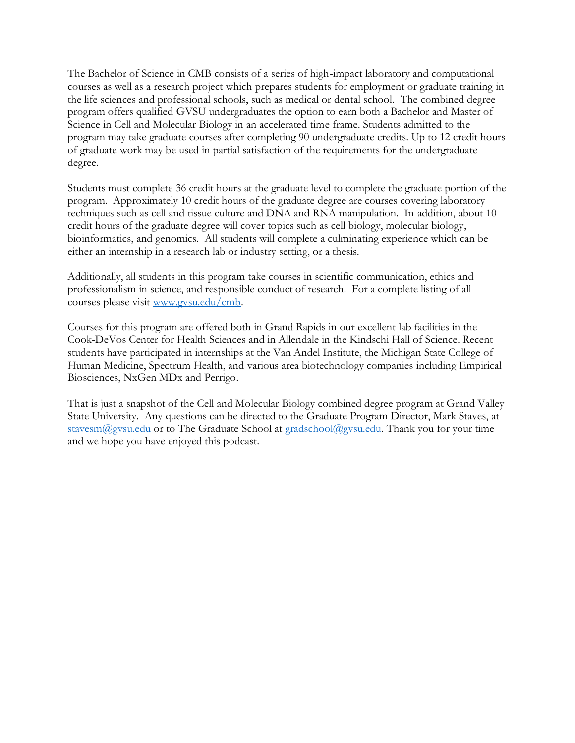The Bachelor of Science in CMB consists of a series of high-impact laboratory and computational courses as well as a research project which prepares students for employment or graduate training in the life sciences and professional schools, such as medical or dental school. The combined degree program offers qualified GVSU undergraduates the option to earn both a Bachelor and Master of Science in Cell and Molecular Biology in an accelerated time frame. Students admitted to the program may take graduate courses after completing 90 undergraduate credits. Up to 12 credit hours of graduate work may be used in partial satisfaction of the requirements for the undergraduate degree.

Students must complete 36 credit hours at the graduate level to complete the graduate portion of the program. Approximately 10 credit hours of the graduate degree are courses covering laboratory techniques such as cell and tissue culture and DNA and RNA manipulation. In addition, about 10 credit hours of the graduate degree will cover topics such as cell biology, molecular biology, bioinformatics, and genomics. All students will complete a culminating experience which can be either an internship in a research lab or industry setting, or a thesis.

Additionally, all students in this program take courses in scientific communication, ethics and professionalism in science, and responsible conduct of research. For a complete listing of all courses please visit [www.gvsu.edu/cmb](http://www.gvsu.edu/cmb).

Courses for this program are offered both in Grand Rapids in our excellent lab facilities in the Cook-DeVos Center for Health Sciences and in Allendale in the Kindschi Hall of Science. Recent students have participated in internships at the Van Andel Institute, the Michigan State College of Human Medicine, Spectrum Health, and various area biotechnology companies including Empirical Biosciences, NxGen MDx and Perrigo.

That is just a snapshot of the Cell and Molecular Biology combined degree program at Grand Valley State University. Any questions can be directed to the Graduate Program Director, Mark Staves, at [stavesm@gvsu.edu](mailto:stavesm@gvsu.edu) or to The Graduate School at [gradschool@gvsu.edu](mailto:gradschool@gvsu.edu). Thank you for your time and we hope you have enjoyed this podcast.